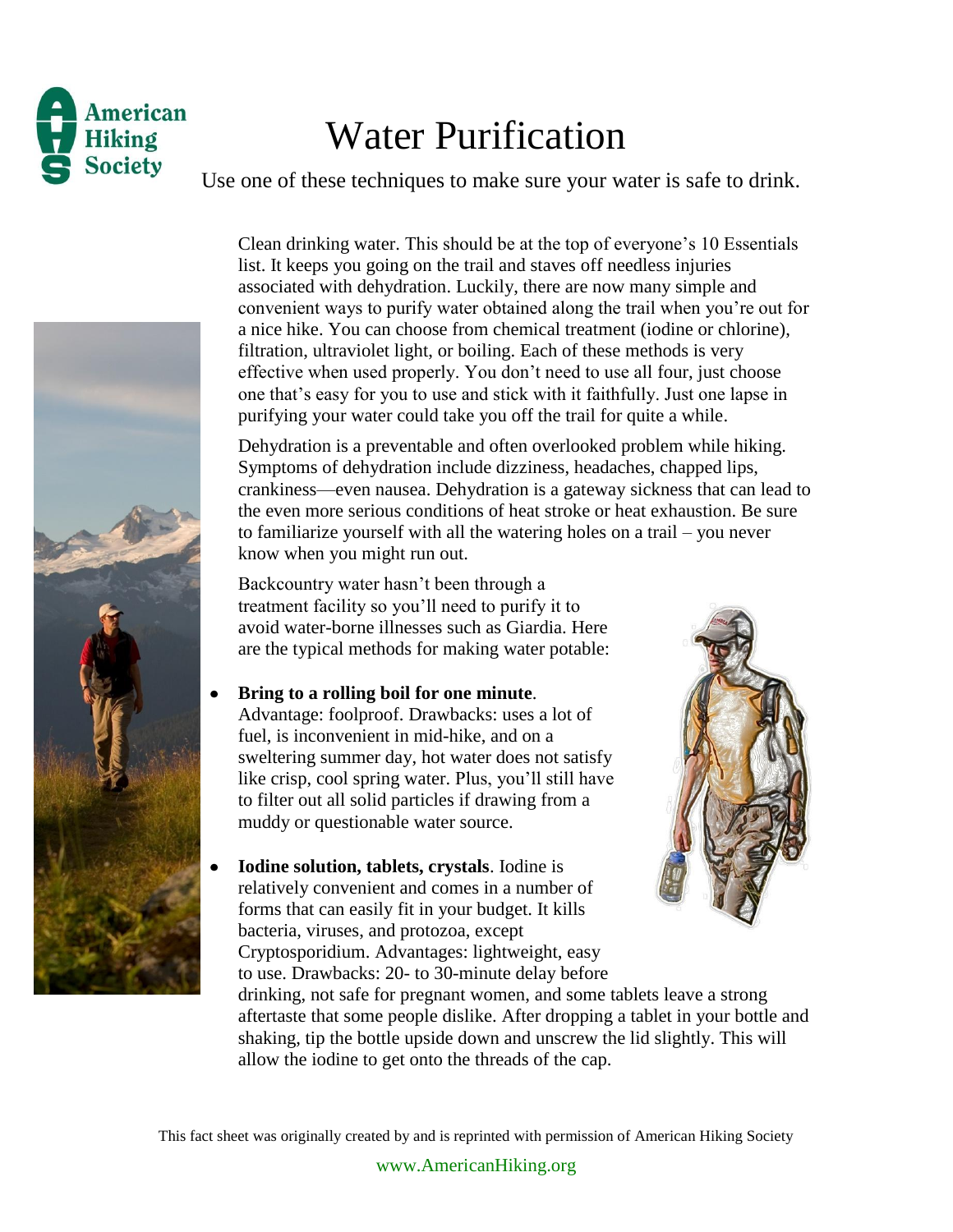American Hiking Society

# Water Purification

Use one of these techniques to make sure your water is safe to drink.

Clean drinking water. This should be at the top of everyone's 10 Essentials list. It keeps you going on the trail and staves off needless injuries associated with dehydration. Luckily, there are now many simple and convenient ways to purify water obtained along the trail when you're out for a nice hike. You can choose from chemical treatment (iodine or chlorine), filtration, ultraviolet light, or boiling. Each of these methods is very effective when used properly. You don't need to use all four, just choose one that's easy for you to use and stick with it faithfully. Just one lapse in purifying your water could take you off the trail for quite a while.

Dehydration is a preventable and often overlooked problem while hiking. Symptoms of dehydration include dizziness, headaches, chapped lips, crankiness—even nausea. Dehydration is a gateway sickness that can lead to the even more serious conditions of heat stroke or heat exhaustion. Be sure to familiarize yourself with all the watering holes on a trail – you never know when you might run out.

Backcountry water hasn't been through a treatment facility so you'll need to purify it to avoid water-borne illnesses such as Giardia. Here are the typical methods for making water potable:

- **Bring to a rolling boil for one minute**. Advantage: foolproof. Drawbacks: uses a lot of fuel, is inconvenient in mid-hike, and on a sweltering summer day, hot water does not satisfy like crisp, cool spring water. Plus, you'll still have to filter out all solid particles if drawing from a muddy or questionable water source.
- **Iodine solution, tablets, crystals**. Iodine is relatively convenient and comes in a number of forms that can easily fit in your budget. It kills bacteria, viruses, and protozoa, except Cryptosporidium. Advantages: lightweight, easy to use. Drawbacks: 20- to 30-minute delay before drinking, not safe for pregnant women, and some tablets leave a strong aftertaste that some people dislike. After dropping a tablet in your bottle and shaking, tip the bottle upside down and unscrew the lid slightly. This will allow the iodine to get onto the threads of the cap.

This fact sheet was originally created by and is reprinted with permission of American Hiking Society

www.AmericanHiking.org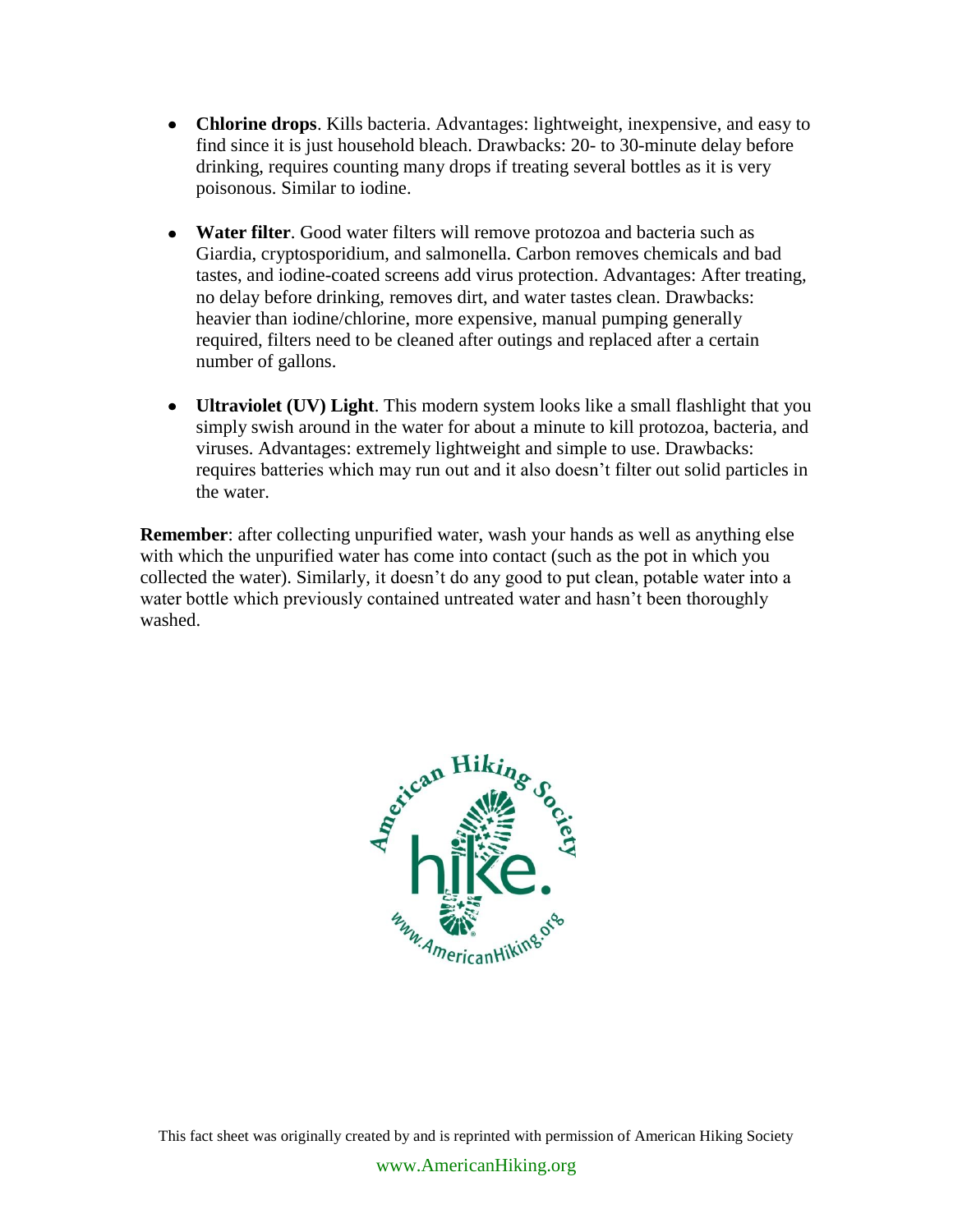- **Chlorine drops**. Kills bacteria. Advantages: lightweight, inexpensive, and easy to find since it is just household bleach. Drawbacks: 20- to 30-minute delay before drinking, requires counting many drops if treating several bottles as it is very poisonous. Similar to iodine.

- **Water filter**. Good water filters will remove protozoa and bacteria such as Giardia, cryptosporidium, and salmonella. Carbon removes chemicals and bad tastes, and iodine-coated screens add virus protection. Advantages: After treating, no delay before drinking, removes dirt, and water tastes clean. Drawbacks: heavier than iodine/chlorine, more expensive, manual pumping generally required, filters need to be cleaned after outings and replaced after a certain number of gallons.

- **Ultraviolet (UV) Light**. This modern system looks like a small flashlight that you simply swish around in the water for about a minute to kill protozoa, bacteria, and viruses. Advantages: extremely lightweight and simple to use. Drawbacks: requires batteries which may run out and it also doesn't filter out solid particles in the water.

**Remember**: after collecting unpurified water, wash your hands as well as anything else with which the unpurified water has come into contact (such as the pot in which you collected the water). Similarly, it doesn't do any good to put clean, potable water into a water bottle which previously contained untreated water and hasn't been thoroughly washed.

American Hiking Society

hike.

www.AmericanHiking.org

This fact sheet was originally created by and is reprinted with permission of American Hiking Society

www.AmericanHiking.org